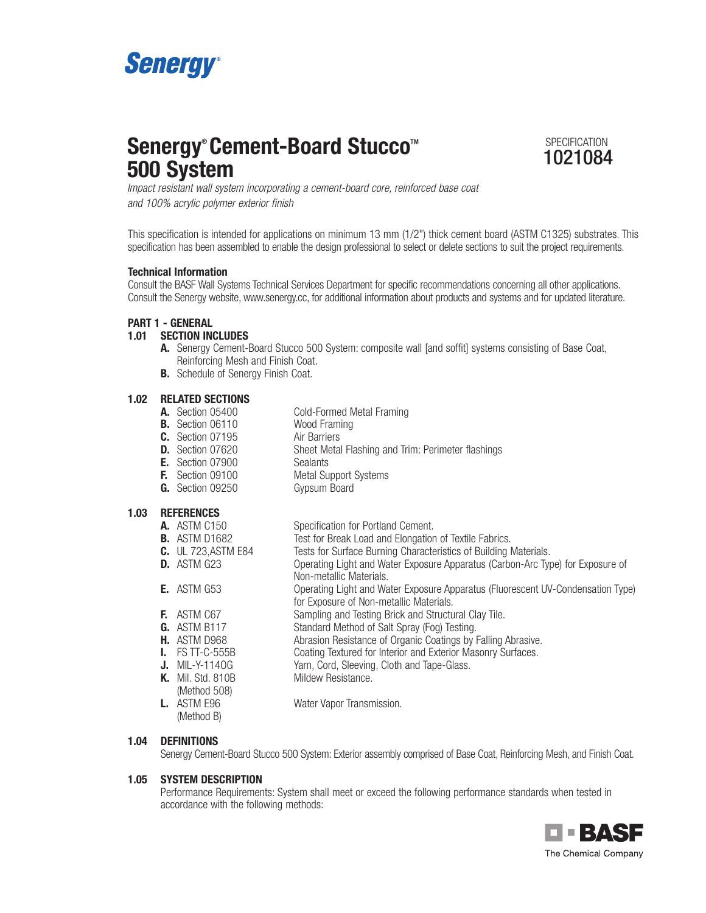Senergy®

# Senergy® Cement-Board Stucco™ 500 System

SPECIFICATION
**1021084**

*Impact resistant wall system incorporating a cement-board core, reinforced base coat and 100% acrylic polymer exterior finish*

This specification is intended for applications on minimum 13 mm (1/2") thick cement board (ASTM C1325) substrates. This specification has been assembled to enable the design professional to select or delete sections to suit the project requirements.

**Technical Information**
Consult the BASF Wall Systems Technical Services Department for specific recommendations concerning all other applications. Consult the Senergy website, www.senergy.cc, for additional information about products and systems and for updated literature.

## PART 1 - GENERAL

### 1.01 SECTION INCLUDES

**A.** Senergy Cement-Board Stucco 500 System: composite wall [and soffit] systems consisting of Base Coat, Reinforcing Mesh and Finish Coat.
**B.** Schedule of Senergy Finish Coat.

### 1.02 RELATED SECTIONS

| | |
|---|---|
| **A.** Section 05400 | Cold-Formed Metal Framing |
| **B.** Section 06110 | Wood Framing |
| **C.** Section 07195 | Air Barriers |
| **D.** Section 07620 | Sheet Metal Flashing and Trim: Perimeter flashings |
| **E.** Section 07900 | Sealants |
| **F.** Section 09100 | Metal Support Systems |
| **G.** Section 09250 | Gypsum Board |

### 1.03 REFERENCES

| | |
|---|---|
| **A.** ASTM C150 | Specification for Portland Cement. |
| **B.** ASTM D1682 | Test for Break Load and Elongation of Textile Fabrics. |
| **C.** UL 723,ASTM E84 | Tests for Surface Burning Characteristics of Building Materials. |
| **D.** ASTM G23 | Operating Light and Water Exposure Apparatus (Carbon-Arc Type) for Exposure of Non-metallic Materials. |
| **E.** ASTM G53 | Operating Light and Water Exposure Apparatus (Fluorescent UV-Condensation Type) for Exposure of Non-metallic Materials. |
| **F.** ASTM C67 | Sampling and Testing Brick and Structural Clay Tile. |
| **G.** ASTM B117 | Standard Method of Salt Spray (Fog) Testing. |
| **H.** ASTM D968 | Abrasion Resistance of Organic Coatings by Falling Abrasive. |
| **I.** FS TT-C-555B | Coating Textured for Interior and Exterior Masonry Surfaces. |
| **J.** MIL-Y-1140G | Yarn, Cord, Sleeving, Cloth and Tape-Glass. |
| **K.** Mil. Std. 810B (Method 508) | Mildew Resistance. |
| **L.** ASTM E96 (Method B) | Water Vapor Transmission. |

### 1.04 DEFINITIONS

Senergy Cement-Board Stucco 500 System: Exterior assembly comprised of Base Coat, Reinforcing Mesh, and Finish Coat.

### 1.05 SYSTEM DESCRIPTION

Performance Requirements: System shall meet or exceed the following performance standards when tested in accordance with the following methods:

BASF
The Chemical Company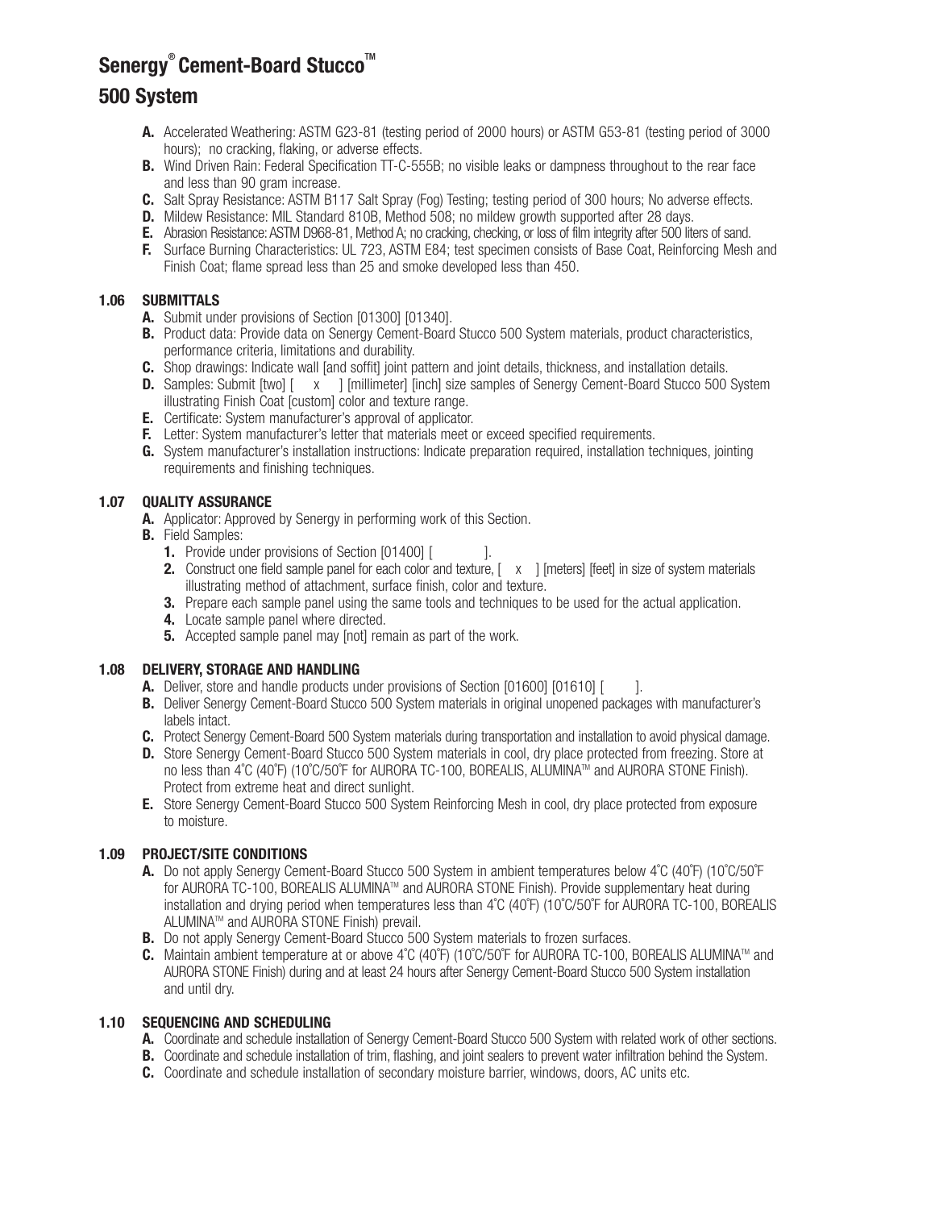# Senergy® Cement-Board Stucco™

# 500 System

**A.** Accelerated Weathering: ASTM G23-81 (testing period of 2000 hours) or ASTM G53-81 (testing period of 3000 hours); no cracking, flaking, or adverse effects.

**B.** Wind Driven Rain: Federal Specification TT-C-555B; no visible leaks or dampness throughout to the rear face and less than 90 gram increase.

**C.** Salt Spray Resistance: ASTM B117 Salt Spray (Fog) Testing; testing period of 300 hours; No adverse effects.

**D.** Mildew Resistance: MIL Standard 810B, Method 508; no mildew growth supported after 28 days.

**E.** Abrasion Resistance: ASTM D968-81, Method A; no cracking, checking, or loss of film integrity after 500 liters of sand.

**F.** Surface Burning Characteristics: UL 723, ASTM E84; test specimen consists of Base Coat, Reinforcing Mesh and Finish Coat; flame spread less than 25 and smoke developed less than 450.

## 1.06 SUBMITTALS

**A.** Submit under provisions of Section [01300] [01340].

**B.** Product data: Provide data on Senergy Cement-Board Stucco 500 System materials, product characteristics, performance criteria, limitations and durability.

**C.** Shop drawings: Indicate wall [and soffit] joint pattern and joint details, thickness, and installation details.

**D.** Samples: Submit [two] [ x ] [millimeter] [inch] size samples of Senergy Cement-Board Stucco 500 System illustrating Finish Coat [custom] color and texture range.

**E.** Certificate: System manufacturer's approval of applicator.

**F.** Letter: System manufacturer's letter that materials meet or exceed specified requirements.

**G.** System manufacturer's installation instructions: Indicate preparation required, installation techniques, jointing requirements and finishing techniques.

## 1.07 QUALITY ASSURANCE

**A.** Applicator: Approved by Senergy in performing work of this Section.

**B.** Field Samples:

1. Provide under provisions of Section [01400] [ ].
2. Construct one field sample panel for each color and texture, [ x ] [meters] [feet] in size of system materials illustrating method of attachment, surface finish, color and texture.
3. Prepare each sample panel using the same tools and techniques to be used for the actual application.
4. Locate sample panel where directed.
5. Accepted sample panel may [not] remain as part of the work.

## 1.08 DELIVERY, STORAGE AND HANDLING

**A.** Deliver, store and handle products under provisions of Section [01600] [01610] [ ].

**B.** Deliver Senergy Cement-Board Stucco 500 System materials in original unopened packages with manufacturer's labels intact.

**C.** Protect Senergy Cement-Board 500 System materials during transportation and installation to avoid physical damage.

**D.** Store Senergy Cement-Board Stucco 500 System materials in cool, dry place protected from freezing. Store at no less than 4˚C (40˚F) (10˚C/50˚F for AURORA TC-100, BOREALIS, ALUMINA™ and AURORA STONE Finish). Protect from extreme heat and direct sunlight.

**E.** Store Senergy Cement-Board Stucco 500 System Reinforcing Mesh in cool, dry place protected from exposure to moisture.

## 1.09 PROJECT/SITE CONDITIONS

**A.** Do not apply Senergy Cement-Board Stucco 500 System in ambient temperatures below 4˚C (40˚F) (10˚C/50˚F for AURORA TC-100, BOREALIS ALUMINA™ and AURORA STONE Finish). Provide supplementary heat during installation and drying period when temperatures less than 4˚C (40˚F) (10˚C/50˚F for AURORA TC-100, BOREALIS ALUMINA™ and AURORA STONE Finish) prevail.

**B.** Do not apply Senergy Cement-Board Stucco 500 System materials to frozen surfaces.

**C.** Maintain ambient temperature at or above 4˚C (40˚F) (10˚C/50˚F for AURORA TC-100, BOREALIS ALUMINA™ and AURORA STONE Finish) during and at least 24 hours after Senergy Cement-Board Stucco 500 System installation and until dry.

## 1.10 SEQUENCING AND SCHEDULING

**A.** Coordinate and schedule installation of Senergy Cement-Board Stucco 500 System with related work of other sections.

**B.** Coordinate and schedule installation of trim, flashing, and joint sealers to prevent water infiltration behind the System.

**C.** Coordinate and schedule installation of secondary moisture barrier, windows, doors, AC units etc.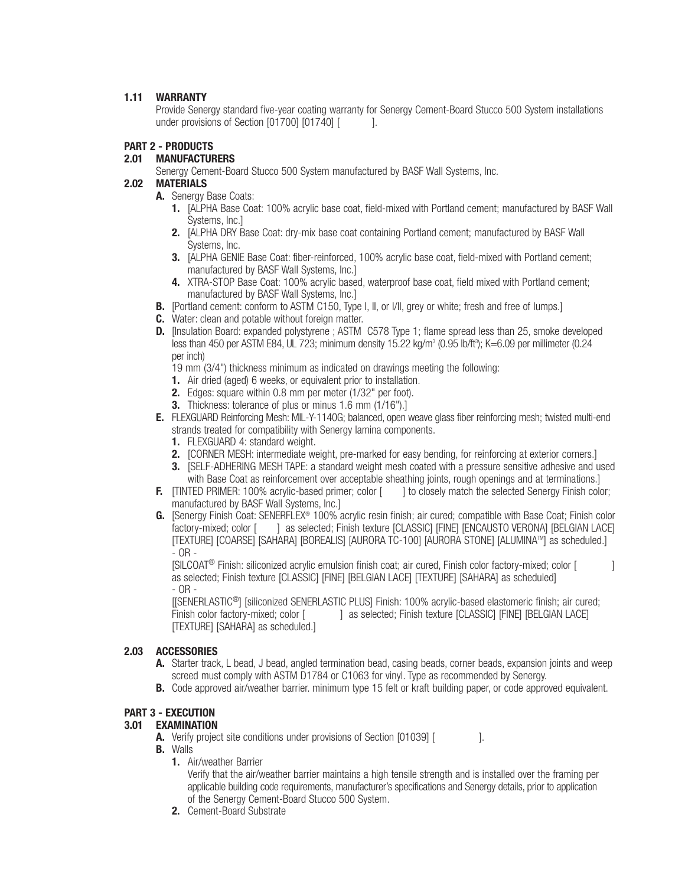## 1.11 WARRANTY

Provide Senergy standard five-year coating warranty for Senergy Cement-Board Stucco 500 System installations under provisions of Section [01700] [01740] [ ].

# PART 2 - PRODUCTS

## 2.01 MANUFACTURERS

Senergy Cement-Board Stucco 500 System manufactured by BASF Wall Systems, Inc.

## 2.02 MATERIALS

**A.** Senergy Base Coats:

1. [ALPHA Base Coat: 100% acrylic base coat, field-mixed with Portland cement; manufactured by BASF Wall Systems, Inc.]
2. [ALPHA DRY Base Coat: dry-mix base coat containing Portland cement; manufactured by BASF Wall Systems, Inc.
3. [ALPHA GENIE Base Coat: fiber-reinforced, 100% acrylic base coat, field-mixed with Portland cement; manufactured by BASF Wall Systems, Inc.]
4. XTRA-STOP Base Coat: 100% acrylic based, waterproof base coat, field mixed with Portland cement; manufactured by BASF Wall Systems, Inc.]

**B.** [Portland cement: conform to ASTM C150, Type I, II, or I/II, grey or white; fresh and free of lumps.]

**C.** Water: clean and potable without foreign matter.

**D.** [Insulation Board: expanded polystyrene ; ASTM C578 Type 1; flame spread less than 25, smoke developed less than 450 per ASTM E84, UL 723; minimum density 15.22 kg/m³ (0.95 lb/ft³); K=6.09 per millimeter (0.24 per inch)

19 mm (3/4") thickness minimum as indicated on drawings meeting the following:

1. Air dried (aged) 6 weeks, or equivalent prior to installation.
2. Edges: square within 0.8 mm per meter (1/32" per foot).
3. Thickness: tolerance of plus or minus 1.6 mm (1/16").]

**E.** FLEXGUARD Reinforcing Mesh: MIL-Y-1140G; balanced, open weave glass fiber reinforcing mesh; twisted multi-end strands treated for compatibility with Senergy lamina components.

1. FLEXGUARD 4: standard weight.
2. [CORNER MESH: intermediate weight, pre-marked for easy bending, for reinforcing at exterior corners.]
3. [SELF-ADHERING MESH TAPE: a standard weight mesh coated with a pressure sensitive adhesive and used with Base Coat as reinforcement over acceptable sheathing joints, rough openings and at terminations.]

**F.** [TINTED PRIMER: 100% acrylic-based primer; color [ ] to closely match the selected Senergy Finish color; manufactured by BASF Wall Systems, Inc.]

**G.** [Senergy Finish Coat: SENERFLEX® 100% acrylic resin finish; air cured; compatible with Base Coat; Finish color factory-mixed; color [ ] as selected; Finish texture [CLASSIC] [FINE] [ENCAUSTO VERONA] [BELGIAN LACE] [TEXTURE] [COARSE] [SAHARA] [BOREALIS] [AURORA TC-100] [AURORA STONE] [ALUMINA™] as scheduled.]

\- OR -

[SILCOAT® Finish: siliconized acrylic emulsion finish coat; air cured, Finish color factory-mixed; color [ ] as selected; Finish texture [CLASSIC] [FINE] [BELGIAN LACE] [TEXTURE] [SAHARA] as scheduled]

\- OR -

[[SENERLASTIC®] [siliconized SENERLASTIC PLUS] Finish: 100% acrylic-based elastomeric finish; air cured; Finish color factory-mixed; color [ ] as selected; Finish texture [CLASSIC] [FINE] [BELGIAN LACE] [TEXTURE] [SAHARA] as scheduled.]

## 2.03 ACCESSORIES

**A.** Starter track, L bead, J bead, angled termination bead, casing beads, corner beads, expansion joints and weep screed must comply with ASTM D1784 or C1063 for vinyl. Type as recommended by Senergy.

**B.** Code approved air/weather barrier. minimum type 15 felt or kraft building paper, or code approved equivalent.

# PART 3 - EXECUTION

## 3.01 EXAMINATION

**A.** Verify project site conditions under provisions of Section [01039] [ ].

**B.** Walls

1. Air/weather Barrier

   Verify that the air/weather barrier maintains a high tensile strength and is installed over the framing per applicable building code requirements, manufacturer's specifications and Senergy details, prior to application of the Senergy Cement-Board Stucco 500 System.

2. Cement-Board Substrate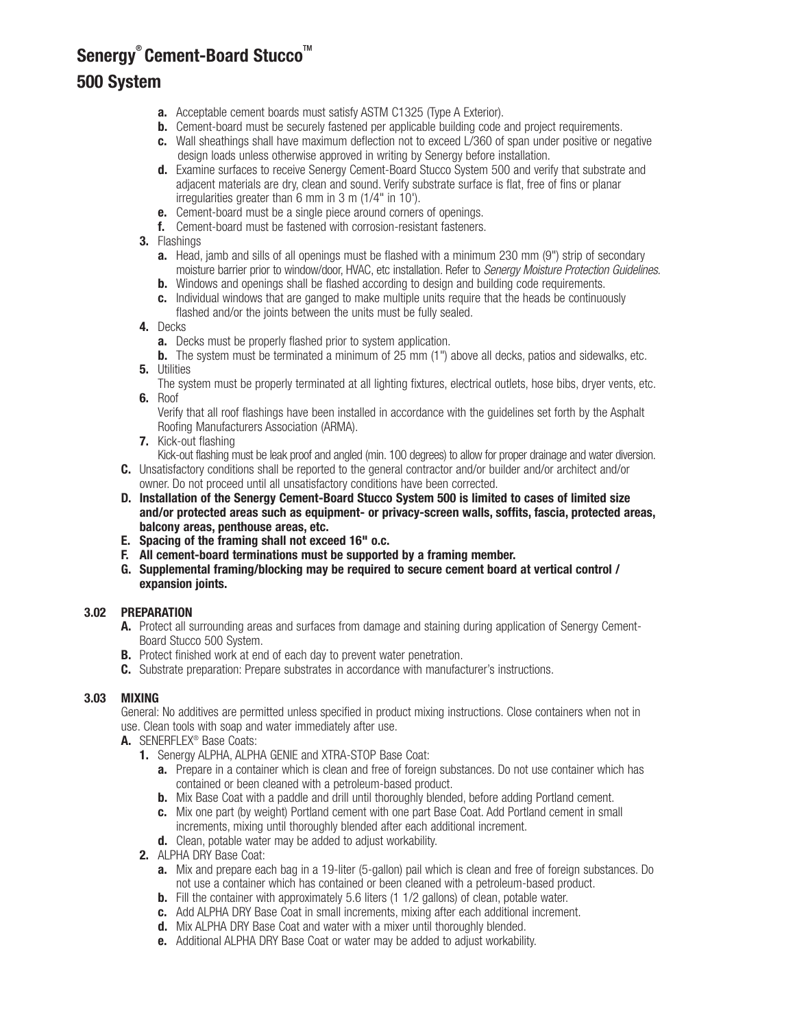# Senergy® Cement-Board Stucco™

## 500 System

- **a.** Acceptable cement boards must satisfy ASTM C1325 (Type A Exterior).
- **b.** Cement-board must be securely fastened per applicable building code and project requirements.
- **c.** Wall sheathings shall have maximum deflection not to exceed L/360 of span under positive or negative design loads unless otherwise approved in writing by Senergy before installation.
- **d.** Examine surfaces to receive Senergy Cement-Board Stucco System 500 and verify that substrate and adjacent materials are dry, clean and sound. Verify substrate surface is flat, free of fins or planar irregularities greater than 6 mm in 3 m (1/4" in 10').
- **e.** Cement-board must be a single piece around corners of openings.
- **f.** Cement-board must be fastened with corrosion-resistant fasteners.

**3.** Flashings

- **a.** Head, jamb and sills of all openings must be flashed with a minimum 230 mm (9") strip of secondary moisture barrier prior to window/door, HVAC, etc installation. Refer to *Senergy Moisture Protection Guidelines.*
- **b.** Windows and openings shall be flashed according to design and building code requirements.
- **c.** Individual windows that are ganged to make multiple units require that the heads be continuously flashed and/or the joints between the units must be fully sealed.

**4.** Decks

- **a.** Decks must be properly flashed prior to system application.
- **b.** The system must be terminated a minimum of 25 mm (1") above all decks, patios and sidewalks, etc.

**5.** Utilities

The system must be properly terminated at all lighting fixtures, electrical outlets, hose bibs, dryer vents, etc.

**6.** Roof

Verify that all roof flashings have been installed in accordance with the guidelines set forth by the Asphalt Roofing Manufacturers Association (ARMA).

**7.** Kick-out flashing

Kick-out flashing must be leak proof and angled (min. 100 degrees) to allow for proper drainage and water diversion.

**C.** Unsatisfactory conditions shall be reported to the general contractor and/or builder and/or architect and/or owner. Do not proceed until all unsatisfactory conditions have been corrected.

**D. Installation of the Senergy Cement-Board Stucco System 500 is limited to cases of limited size and/or protected areas such as equipment- or privacy-screen walls, soffits, fascia, protected areas, balcony areas, penthouse areas, etc.**

**E. Spacing of the framing shall not exceed 16" o.c.**

**F. All cement-board terminations must be supported by a framing member.**

**G. Supplemental framing/blocking may be required to secure cement board at vertical control / expansion joints.**

### 3.02 PREPARATION

**A.** Protect all surrounding areas and surfaces from damage and staining during application of Senergy Cement-Board Stucco 500 System.

**B.** Protect finished work at end of each day to prevent water penetration.

**C.** Substrate preparation: Prepare substrates in accordance with manufacturer's instructions.

### 3.03 MIXING

General: No additives are permitted unless specified in product mixing instructions. Close containers when not in use. Clean tools with soap and water immediately after use.

**A.** SENERFLEX® Base Coats:

**1.** Senergy ALPHA, ALPHA GENIE and XTRA-STOP Base Coat:

- **a.** Prepare in a container which is clean and free of foreign substances. Do not use container which has contained or been cleaned with a petroleum-based product.
- **b.** Mix Base Coat with a paddle and drill until thoroughly blended, before adding Portland cement.
- **c.** Mix one part (by weight) Portland cement with one part Base Coat. Add Portland cement in small increments, mixing until thoroughly blended after each additional increment.
- **d.** Clean, potable water may be added to adjust workability.

**2.** ALPHA DRY Base Coat:

- **a.** Mix and prepare each bag in a 19-liter (5-gallon) pail which is clean and free of foreign substances. Do not use a container which has contained or been cleaned with a petroleum-based product.
- **b.** Fill the container with approximately 5.6 liters (1 1/2 gallons) of clean, potable water.
- **c.** Add ALPHA DRY Base Coat in small increments, mixing after each additional increment.
- **d.** Mix ALPHA DRY Base Coat and water with a mixer until thoroughly blended.
- **e.** Additional ALPHA DRY Base Coat or water may be added to adjust workability.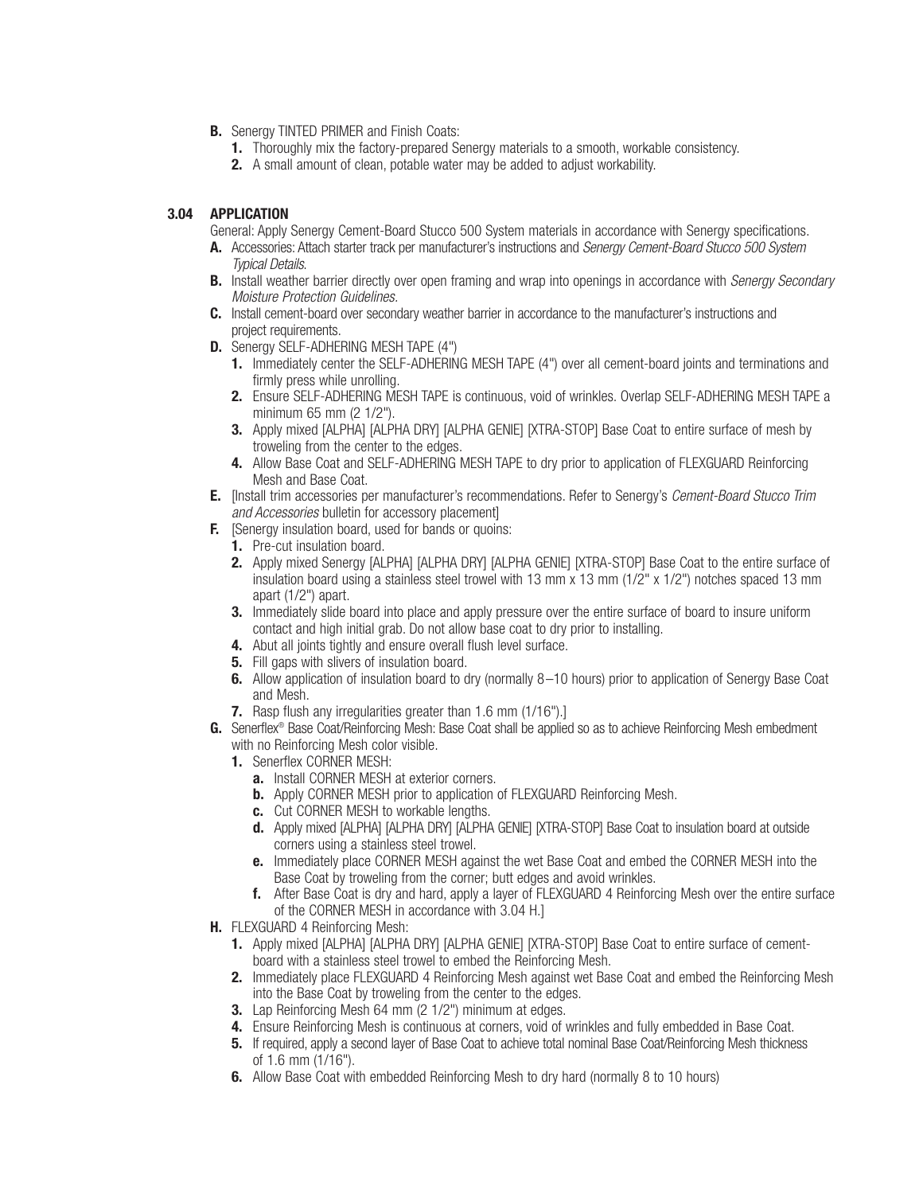**B.** Senergy TINTED PRIMER and Finish Coats:

1. Thoroughly mix the factory-prepared Senergy materials to a smooth, workable consistency.
2. A small amount of clean, potable water may be added to adjust workability.

### 3.04 APPLICATION

General: Apply Senergy Cement-Board Stucco 500 System materials in accordance with Senergy specifications.

**A.** Accessories: Attach starter track per manufacturer's instructions and *Senergy Cement-Board Stucco 500 System Typical Details*.

**B.** Install weather barrier directly over open framing and wrap into openings in accordance with *Senergy Secondary Moisture Protection Guidelines*.

**C.** Install cement-board over secondary weather barrier in accordance to the manufacturer's instructions and project requirements.

**D.** Senergy SELF-ADHERING MESH TAPE (4")

1. Immediately center the SELF-ADHERING MESH TAPE (4") over all cement-board joints and terminations and firmly press while unrolling.
2. Ensure SELF-ADHERING MESH TAPE is continuous, void of wrinkles. Overlap SELF-ADHERING MESH TAPE a minimum 65 mm (2 1/2").
3. Apply mixed [ALPHA] [ALPHA DRY] [ALPHA GENIE] [XTRA-STOP] Base Coat to entire surface of mesh by troweling from the center to the edges.
4. Allow Base Coat and SELF-ADHERING MESH TAPE to dry prior to application of FLEXGUARD Reinforcing Mesh and Base Coat.

**E.** [Install trim accessories per manufacturer's recommendations. Refer to Senergy's *Cement-Board Stucco Trim and Accessories* bulletin for accessory placement]

**F.** [Senergy insulation board, used for bands or quoins:

1. Pre-cut insulation board.
2. Apply mixed Senergy [ALPHA] [ALPHA DRY] [ALPHA GENIE] [XTRA-STOP] Base Coat to the entire surface of insulation board using a stainless steel trowel with 13 mm x 13 mm (1/2" x 1/2") notches spaced 13 mm apart (1/2") apart.
3. Immediately slide board into place and apply pressure over the entire surface of board to insure uniform contact and high initial grab. Do not allow base coat to dry prior to installing.
4. Abut all joints tightly and ensure overall flush level surface.
5. Fill gaps with slivers of insulation board.
6. Allow application of insulation board to dry (normally 8–10 hours) prior to application of Senergy Base Coat and Mesh.
7. Rasp flush any irregularities greater than 1.6 mm (1/16").]

**G.** Senerflex® Base Coat/Reinforcing Mesh: Base Coat shall be applied so as to achieve Reinforcing Mesh embedment with no Reinforcing Mesh color visible.

1. Senerflex CORNER MESH:
   - **a.** Install CORNER MESH at exterior corners.
   - **b.** Apply CORNER MESH prior to application of FLEXGUARD Reinforcing Mesh.
   - **c.** Cut CORNER MESH to workable lengths.
   - **d.** Apply mixed [ALPHA] [ALPHA DRY] [ALPHA GENIE] [XTRA-STOP] Base Coat to insulation board at outside corners using a stainless steel trowel.
   - **e.** Immediately place CORNER MESH against the wet Base Coat and embed the CORNER MESH into the Base Coat by troweling from the corner; butt edges and avoid wrinkles.
   - **f.** After Base Coat is dry and hard, apply a layer of FLEXGUARD 4 Reinforcing Mesh over the entire surface of the CORNER MESH in accordance with 3.04 H.]

**H.** FLEXGUARD 4 Reinforcing Mesh:

1. Apply mixed [ALPHA] [ALPHA DRY] [ALPHA GENIE] [XTRA-STOP] Base Coat to entire surface of cement-board with a stainless steel trowel to embed the Reinforcing Mesh.
2. Immediately place FLEXGUARD 4 Reinforcing Mesh against wet Base Coat and embed the Reinforcing Mesh into the Base Coat by troweling from the center to the edges.
3. Lap Reinforcing Mesh 64 mm (2 1/2") minimum at edges.
4. Ensure Reinforcing Mesh is continuous at corners, void of wrinkles and fully embedded in Base Coat.
5. If required, apply a second layer of Base Coat to achieve total nominal Base Coat/Reinforcing Mesh thickness of 1.6 mm (1/16").
6. Allow Base Coat with embedded Reinforcing Mesh to dry hard (normally 8 to 10 hours)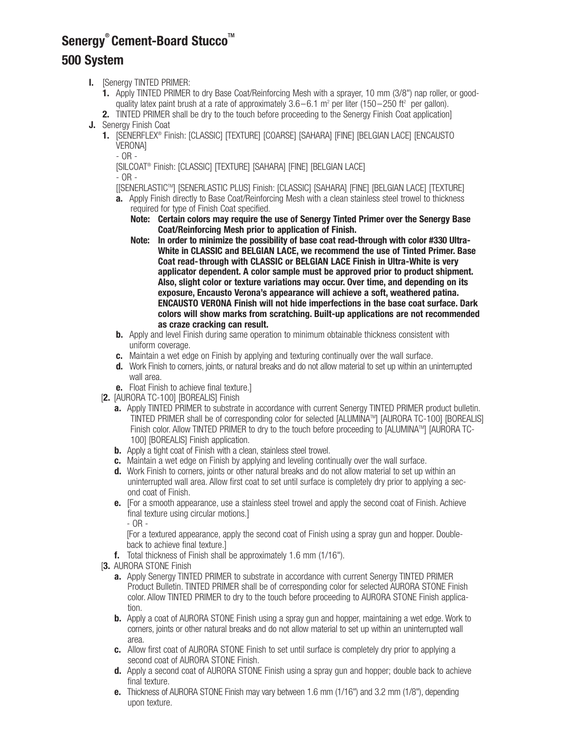# Senergy® Cement-Board Stucco™

# 500 System

- **I.** [Senergy TINTED PRIMER:
  1. Apply TINTED PRIMER to dry Base Coat/Reinforcing Mesh with a sprayer, 10 mm (3/8") nap roller, or good-quality latex paint brush at a rate of approximately 3.6–6.1 $m^2$ per liter (150–250 $ft^2$ per gallon).
  2. TINTED PRIMER shall be dry to the touch before proceeding to the Senergy Finish Coat application]
- **J.** Senergy Finish Coat
  1. [SENERFLEX® Finish: [CLASSIC] [TEXTURE] [COARSE] [SAHARA] [FINE] [BELGIAN LACE] [ENCAUSTO VERONA]

     - OR -

     [SILCOAT® Finish: [CLASSIC] [TEXTURE] [SAHARA] [FINE] [BELGIAN LACE]

     - OR -

     [[SENERLASTIC™] [SENERLASTIC PLUS] Finish: [CLASSIC] [SAHARA] [FINE] [BELGIAN LACE] [TEXTURE]
     - **a.** Apply Finish directly to Base Coat/Reinforcing Mesh with a clean stainless steel trowel to thickness required for type of Finish Coat specified.

       **Note: Certain colors may require the use of Senergy Tinted Primer over the Senergy Base Coat/Reinforcing Mesh prior to application of Finish.**

       **Note: In order to minimize the possibility of base coat read-through with color #330 Ultra-White in CLASSIC and BELGIAN LACE, we recommend the use of Tinted Primer. Base Coat read-through with CLASSIC or BELGIAN LACE Finish in Ultra-White is very applicator dependent. A color sample must be approved prior to product shipment. Also, slight color or texture variations may occur. Over time, and depending on its exposure, Encausto Verona's appearance will achieve a soft, weathered patina. ENCAUSTO VERONA Finish will not hide imperfections in the base coat surface. Dark colors will show marks from scratching. Built-up applications are not recommended as craze cracking can result.**
     - **b.** Apply and level Finish during same operation to minimum obtainable thickness consistent with uniform coverage.
     - **c.** Maintain a wet edge on Finish by applying and texturing continually over the wall surface.
     - **d.** Work Finish to corners, joints, or natural breaks and do not allow material to set up within an uninterrupted wall area.
     - **e.** Float Finish to achieve final texture.]
  2. [[AURORA TC-100] [BOREALIS] Finish
     - **a.** Apply TINTED PRIMER to substrate in accordance with current Senergy TINTED PRIMER product bulletin. TINTED PRIMER shall be of corresponding color for selected [ALUMINA™] [AURORA TC-100] [BOREALIS] Finish color. Allow TINTED PRIMER to dry to the touch before proceeding to [ALUMINA™] [AURORA TC-100] [BOREALIS] Finish application.
     - **b.** Apply a tight coat of Finish with a clean, stainless steel trowel.
     - **c.** Maintain a wet edge on Finish by applying and leveling continually over the wall surface.
     - **d.** Work Finish to corners, joints or other natural breaks and do not allow material to set up within an uninterrupted wall area. Allow first coat to set until surface is completely dry prior to applying a second coat of Finish.
     - **e.** [For a smooth appearance, use a stainless steel trowel and apply the second coat of Finish. Achieve final texture using circular motions.]

       - OR -

       [For a textured appearance, apply the second coat of Finish using a spray gun and hopper. Double-back to achieve final texture.]
     - **f.** Total thickness of Finish shall be approximately 1.6 mm (1/16").
  3. [AURORA STONE Finish
     - **a.** Apply Senergy TINTED PRIMER to substrate in accordance with current Senergy TINTED PRIMER Product Bulletin. TINTED PRIMER shall be of corresponding color for selected AURORA STONE Finish color. Allow TINTED PRIMER to dry to the touch before proceeding to AURORA STONE Finish application.
     - **b.** Apply a coat of AURORA STONE Finish using a spray gun and hopper, maintaining a wet edge. Work to corners, joints or other natural breaks and do not allow material to set up within an uninterrupted wall area.
     - **c.** Allow first coat of AURORA STONE Finish to set until surface is completely dry prior to applying a second coat of AURORA STONE Finish.
     - **d.** Apply a second coat of AURORA STONE Finish using a spray gun and hopper; double back to achieve final texture.
     - **e.** Thickness of AURORA STONE Finish may vary between 1.6 mm (1/16") and 3.2 mm (1/8"), depending upon texture.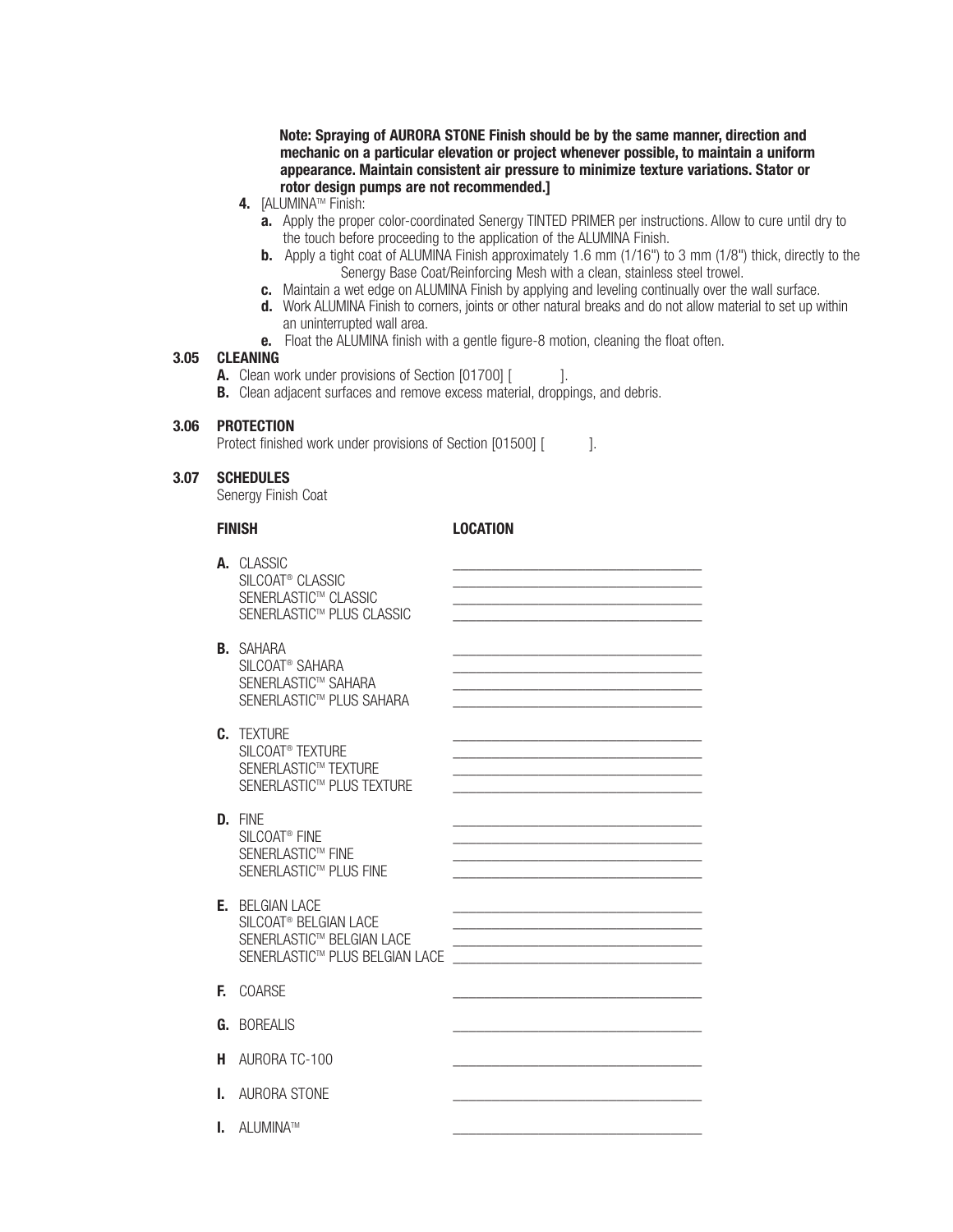**Note: Spraying of AURORA STONE Finish should be by the same manner, direction and mechanic on a particular elevation or project whenever possible, to maintain a uniform appearance. Maintain consistent air pressure to minimize texture variations. Stator or rotor design pumps are not recommended.]**

4. [ALUMINA™ Finish:
   a. Apply the proper color-coordinated Senergy TINTED PRIMER per instructions. Allow to cure until dry to the touch before proceeding to the application of the ALUMINA Finish.
   b. Apply a tight coat of ALUMINA Finish approximately 1.6 mm (1/16") to 3 mm (1/8") thick, directly to the Senergy Base Coat/Reinforcing Mesh with a clean, stainless steel trowel.
   c. Maintain a wet edge on ALUMINA Finish by applying and leveling continually over the wall surface.
   d. Work ALUMINA Finish to corners, joints or other natural breaks and do not allow material to set up within an uninterrupted wall area.
   e. Float the ALUMINA finish with a gentle figure-8 motion, cleaning the float often.

## 3.05 CLEANING

A. Clean work under provisions of Section [01700] [ ].

B. Clean adjacent surfaces and remove excess material, droppings, and debris.

## 3.06 PROTECTION

Protect finished work under provisions of Section [01500] [ ].

## 3.07 SCHEDULES

Senergy Finish Coat

| FINISH | LOCATION |
|---|---|
| A. CLASSIC | ________________ |
| SILCOAT® CLASSIC | ________________ |
| SENERLASTIC™ CLASSIC | ________________ |
| SENERLASTIC™ PLUS CLASSIC | ________________ |
| B. SAHARA | ________________ |
| SILCOAT® SAHARA | ________________ |
| SENERLASTIC™ SAHARA | ________________ |
| SENERLASTIC™ PLUS SAHARA | ________________ |
| C. TEXTURE | ________________ |
| SILCOAT® TEXTURE | ________________ |
| SENERLASTIC™ TEXTURE | ________________ |
| SENERLASTIC™ PLUS TEXTURE | ________________ |
| D. FINE | ________________ |
| SILCOAT® FINE | ________________ |
| SENERLASTIC™ FINE | ________________ |
| SENERLASTIC™ PLUS FINE | ________________ |
| E. BELGIAN LACE | ________________ |
| SILCOAT® BELGIAN LACE | ________________ |
| SENERLASTIC™ BELGIAN LACE | ________________ |
| SENERLASTIC™ PLUS BELGIAN LACE | ________________ |
| F. COARSE | ________________ |
| G. BOREALIS | ________________ |
| H AURORA TC-100 | ________________ |
| I. AURORA STONE | ________________ |
| I. ALUMINA™ | ________________ |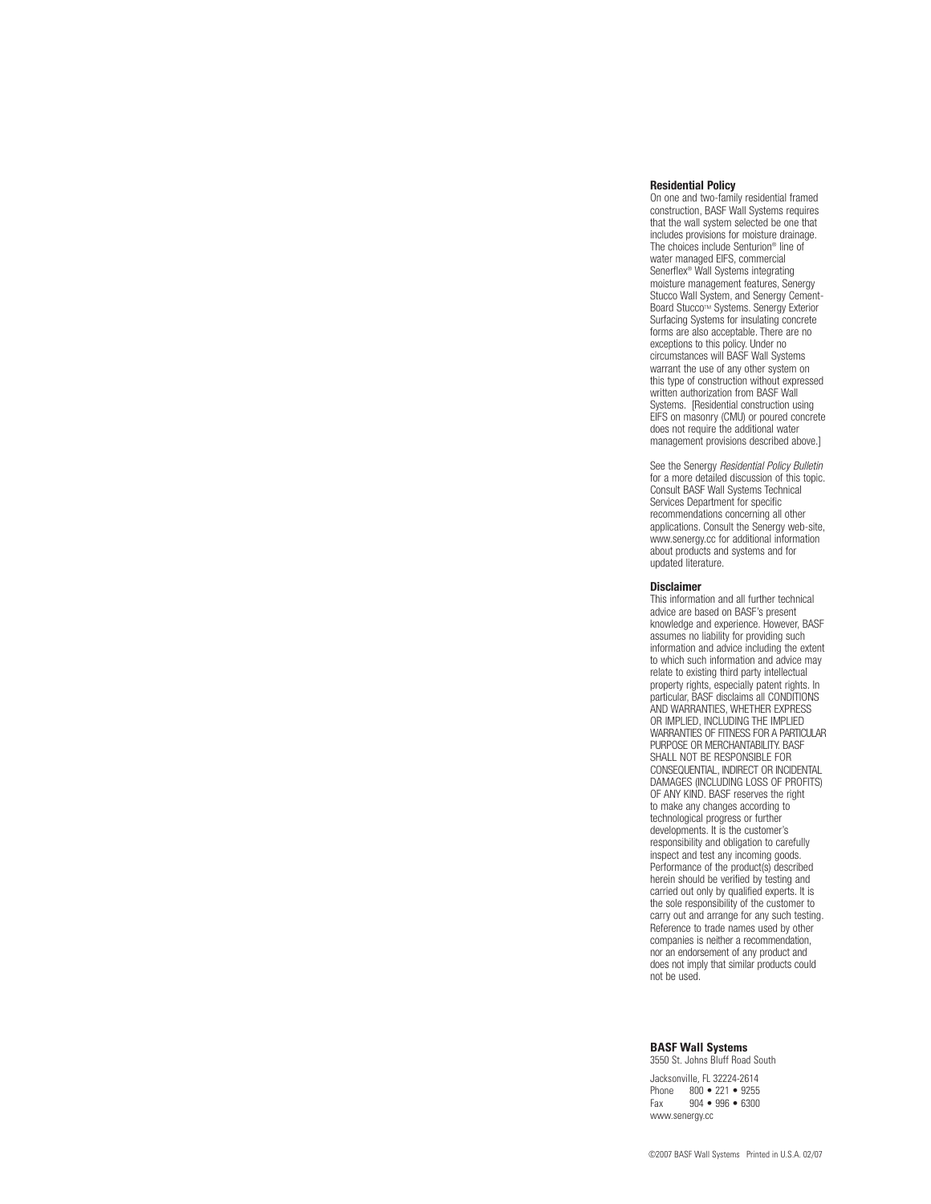**Residential Policy**

On one and two-family residential framed construction, BASF Wall Systems requires that the wall system selected be one that includes provisions for moisture drainage. The choices include Senturion® line of water managed EIFS, commercial Senerflex® Wall Systems integrating moisture management features, Senergy Stucco Wall System, and Senergy Cement-Board Stucco™ Systems. Senergy Exterior Surfacing Systems for insulating concrete forms are also acceptable. There are no exceptions to this policy. Under no circumstances will BASF Wall Systems warrant the use of any other system on this type of construction without expressed written authorization from BASF Wall Systems. [Residential construction using EIFS on masonry (CMU) or poured concrete does not require the additional water management provisions described above.]

See the Senergy *Residential Policy Bulletin* for a more detailed discussion of this topic. Consult BASF Wall Systems Technical Services Department for specific recommendations concerning all other applications. Consult the Senergy web-site, www.senergy.cc for additional information about products and systems and for updated literature.

**Disclaimer**

This information and all further technical advice are based on BASF's present knowledge and experience. However, BASF assumes no liability for providing such information and advice including the extent to which such information and advice may relate to existing third party intellectual property rights, especially patent rights. In particular, BASF disclaims all CONDITIONS AND WARRANTIES, WHETHER EXPRESS OR IMPLIED, INCLUDING THE IMPLIED WARRANTIES OF FITNESS FOR A PARTICULAR PURPOSE OR MERCHANTABILITY. BASF SHALL NOT BE RESPONSIBLE FOR CONSEQUENTIAL, INDIRECT OR INCIDENTAL DAMAGES (INCLUDING LOSS OF PROFITS) OF ANY KIND. BASF reserves the right to make any changes according to technological progress or further developments. It is the customer's responsibility and obligation to carefully inspect and test any incoming goods. Performance of the product(s) described herein should be verified by testing and carried out only by qualified experts. It is the sole responsibility of the customer to carry out and arrange for any such testing. Reference to trade names used by other companies is neither a recommendation, nor an endorsement of any product and does not imply that similar products could not be used.

**BASF Wall Systems**
3550 St. Johns Bluff Road South

Jacksonville, FL 32224-2614
Phone 800 • 221 • 9255
Fax 904 • 996 • 6300
www.senergy.cc

©2007 BASF Wall Systems Printed in U.S.A. 02/07